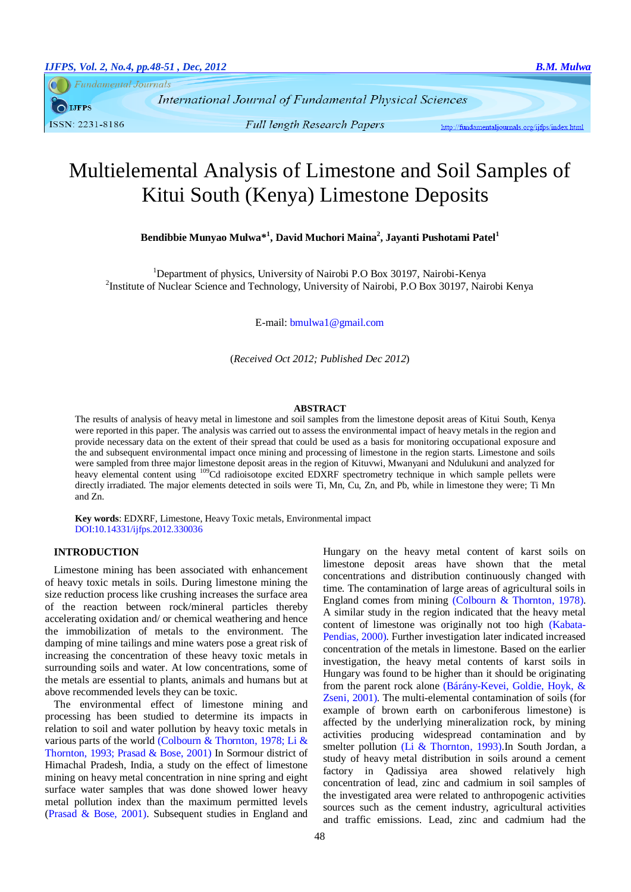# Multielemental Analysis of Limestone and Soil Samples of Kitui South (Kenya) Limestone Deposits

**Bendibbie Munyao Mulwa*[1], David Muchori Maina[2], Jayanti Pushotami Patel[1]**

[1]Department of physics, University of Nairobi P.O Box 30197, Nairobi-Kenya
[2]Institute of Nuclear Science and Technology, University of Nairobi, P.O Box 30197, Nairobi Kenya

E-mail: bmulwa1@gmail.com

(*Received Oct 2012; Published Dec 2012*)

## ABSTRACT

The results of analysis of heavy metal in limestone and soil samples from the limestone deposit areas of Kitui South, Kenya were reported in this paper. The analysis was carried out to assess the environmental impact of heavy metals in the region and provide necessary data on the extent of their spread that could be used as a basis for monitoring occupational exposure and the and subsequent environmental impact once mining and processing of limestone in the region starts. Limestone and soils were sampled from three major limestone deposit areas in the region of Kituvwi, Mwanyani and Ndulukuni and analyzed for heavy elemental content using $^{109}$Cd radioisotope excited EDXRF spectrometry technique in which sample pellets were directly irradiated. The major elements detected in soils were Ti, Mn, Cu, Zn, and Pb, while in limestone they were; Ti Mn and Zn.

**Key words**: EDXRF, Limestone, Heavy Toxic metals, Environmental impact
DOI:10.14331/ijfps.2012.330036

## INTRODUCTION

Limestone mining has been associated with enhancement of heavy toxic metals in soils. During limestone mining the size reduction process like crushing increases the surface area of the reaction between rock/mineral particles thereby accelerating oxidation and/ or chemical weathering and hence the immobilization of metals to the environment. The damping of mine tailings and mine waters pose a great risk of increasing the concentration of these heavy toxic metals in surrounding soils and water. At low concentrations, some of the metals are essential to plants, animals and humans but at above recommended levels they can be toxic.

The environmental effect of limestone mining and processing has been studied to determine its impacts in relation to soil and water pollution by heavy toxic metals in various parts of the world (Colbourn & Thornton, 1978; Li & Thornton, 1993; Prasad & Bose, 2001) In Sormour district of Himachal Pradesh, India, a study on the effect of limestone mining on heavy metal concentration in nine spring and eight surface water samples that was done showed lower heavy metal pollution index than the maximum permitted levels (Prasad & Bose, 2001). Subsequent studies in England and Hungary on the heavy metal content of karst soils on limestone deposit areas have shown that the metal concentrations and distribution continuously changed with time. The contamination of large areas of agricultural soils in England comes from mining (Colbourn & Thornton, 1978). A similar study in the region indicated that the heavy metal content of limestone was originally not too high (Kabata-Pendias, 2000). Further investigation later indicated increased concentration of the metals in limestone. Based on the earlier investigation, the heavy metal contents of karst soils in Hungary was found to be higher than it should be originating from the parent rock alone (Bárány-Kevei, Goldie, Hoyk, & Zseni, 2001). The multi-elemental contamination of soils (for example of brown earth on carboniferous limestone) is affected by the underlying mineralization rock, by mining activities producing widespread contamination and by smelter pollution (Li & Thornton, 1993).In South Jordan, a study of heavy metal distribution in soils around a cement factory in Qadissiya area showed relatively high concentration of lead, zinc and cadmium in soil samples of the investigated area were related to anthropogenic activities sources such as the cement industry, agricultural activities and traffic emissions. Lead, zinc and cadmium had the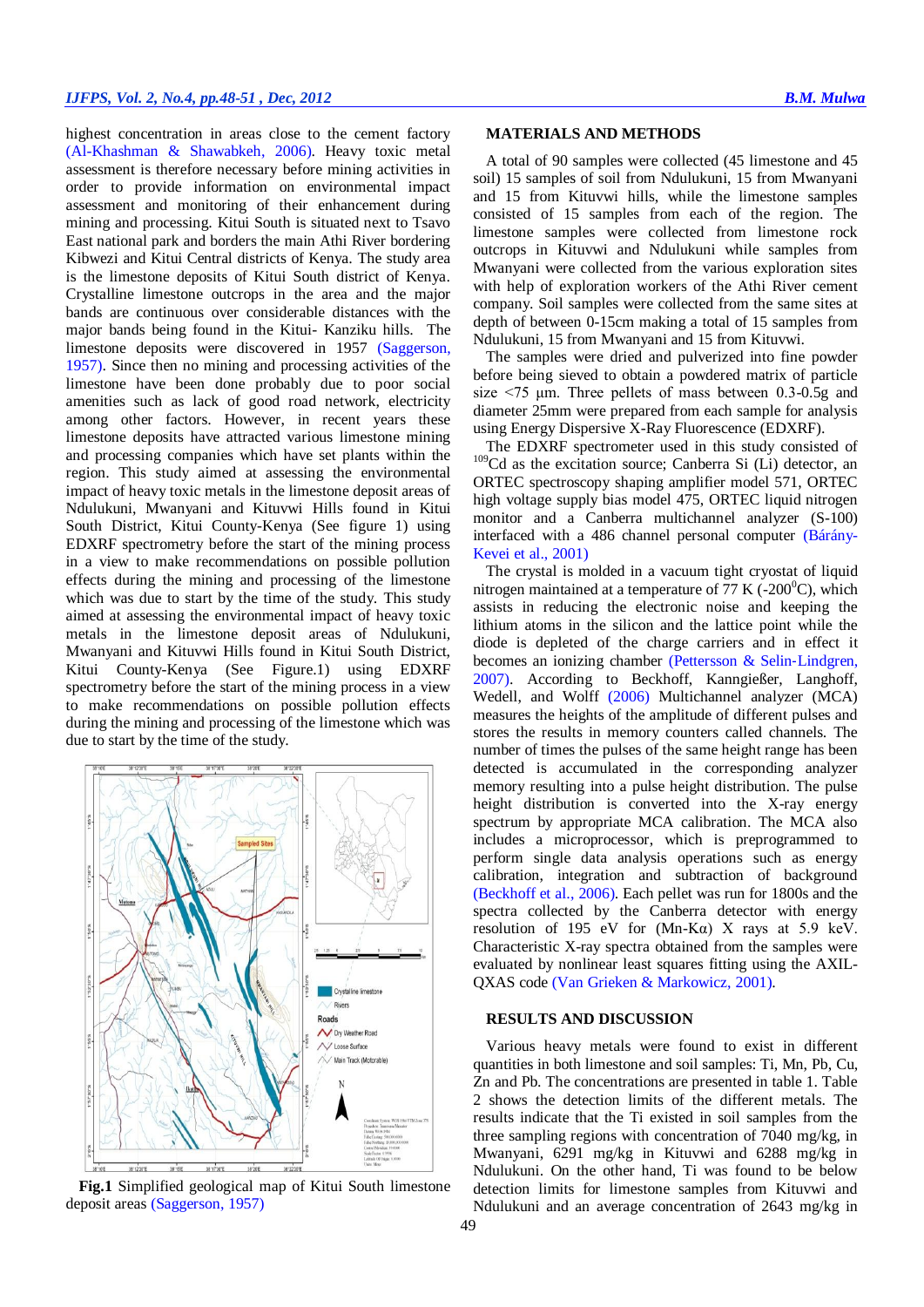highest concentration in areas close to the cement factory (Al-Khashman & Shawabkeh, 2006). Heavy toxic metal assessment is therefore necessary before mining activities in order to provide information on environmental impact assessment and monitoring of their enhancement during mining and processing. Kitui South is situated next to Tsavo East national park and borders the main Athi River bordering Kibwezi and Kitui Central districts of Kenya. The study area is the limestone deposits of Kitui South district of Kenya. Crystalline limestone outcrops in the area and the major bands are continuous over considerable distances with the major bands being found in the Kitui- Kanziku hills. The limestone deposits were discovered in 1957 (Saggerson, 1957). Since then no mining and processing activities of the limestone have been done probably due to poor social amenities such as lack of good road network, electricity among other factors. However, in recent years these limestone deposits have attracted various limestone mining and processing companies which have set plants within the region. This study aimed at assessing the environmental impact of heavy toxic metals in the limestone deposit areas of Ndulukuni, Mwanyani and Kituvwi Hills found in Kitui South District, Kitui County-Kenya (See figure 1) using EDXRF spectrometry before the start of the mining process in a view to make recommendations on possible pollution effects during the mining and processing of the limestone which was due to start by the time of the study. This study aimed at assessing the environmental impact of heavy toxic metals in the limestone deposit areas of Ndulukuni, Mwanyani and Kituvwi Hills found in Kitui South District, Kitui County-Kenya (See Figure.1) using EDXRF spectrometry before the start of the mining process in a view to make recommendations on possible pollution effects during the mining and processing of the limestone which was due to start by the time of the study.

**Fig.1** Simplified geological map of Kitui South limestone deposit areas (Saggerson, 1957)

## MATERIALS AND METHODS

A total of 90 samples were collected (45 limestone and 45 soil) 15 samples of soil from Ndulukuni, 15 from Mwanyani and 15 from Kituvwi hills, while the limestone samples consisted of 15 samples from each of the region. The limestone samples were collected from limestone rock outcrops in Kituvwi and Ndulukuni while samples from Mwanyani were collected from the various exploration sites with help of exploration workers of the Athi River cement company. Soil samples were collected from the same sites at depth of between 0-15cm making a total of 15 samples from Ndulukuni, 15 from Mwanyani and 15 from Kituvwi.

The samples were dried and pulverized into fine powder before being sieved to obtain a powdered matrix of particle size <75 µm. Three pellets of mass between 0.3-0.5g and diameter 25mm were prepared from each sample for analysis using Energy Dispersive X-Ray Fluorescence (EDXRF).

The EDXRF spectrometer used in this study consisted of $^{109}$Cd as the excitation source; Canberra Si (Li) detector, an ORTEC spectroscopy shaping amplifier model 571, ORTEC high voltage supply bias model 475, ORTEC liquid nitrogen monitor and a Canberra multichannel analyzer (S-100) interfaced with a 486 channel personal computer (Bárány-Kevei et al., 2001)

The crystal is molded in a vacuum tight cryostat of liquid nitrogen maintained at a temperature of 77 K (-200$^0$C), which assists in reducing the electronic noise and keeping the lithium atoms in the silicon and the lattice point while the diode is depleted of the charge carriers and in effect it becomes an ionizing chamber (Pettersson & Selin-Lindgren, 2007). According to Beckhoff, Kanngießer, Langhoff, Wedell, and Wolff (2006) Multichannel analyzer (MCA) measures the heights of the amplitude of different pulses and stores the results in memory counters called channels. The number of times the pulses of the same height range has been detected is accumulated in the corresponding analyzer memory resulting into a pulse height distribution. The pulse height distribution is converted into the X-ray energy spectrum by appropriate MCA calibration. The MCA also includes a microprocessor, which is preprogrammed to perform single data analysis operations such as energy calibration, integration and subtraction of background (Beckhoff et al., 2006). Each pellet was run for 1800s and the spectra collected by the Canberra detector with energy resolution of 195 eV for (Mn-Kα) X rays at 5.9 keV. Characteristic X-ray spectra obtained from the samples were evaluated by nonlinear least squares fitting using the AXIL-QXAS code (Van Grieken & Markowicz, 2001).

## RESULTS AND DISCUSSION

Various heavy metals were found to exist in different quantities in both limestone and soil samples: Ti, Mn, Pb, Cu, Zn and Pb. The concentrations are presented in table 1. Table 2 shows the detection limits of the different metals. The results indicate that the Ti existed in soil samples from the three sampling regions with concentration of 7040 mg/kg, in Mwanyani, 6291 mg/kg in Kituvwi and 6288 mg/kg in Ndulukuni. On the other hand, Ti was found to be below detection limits for limestone samples from Kituvwi and Ndulukuni and an average concentration of 2643 mg/kg in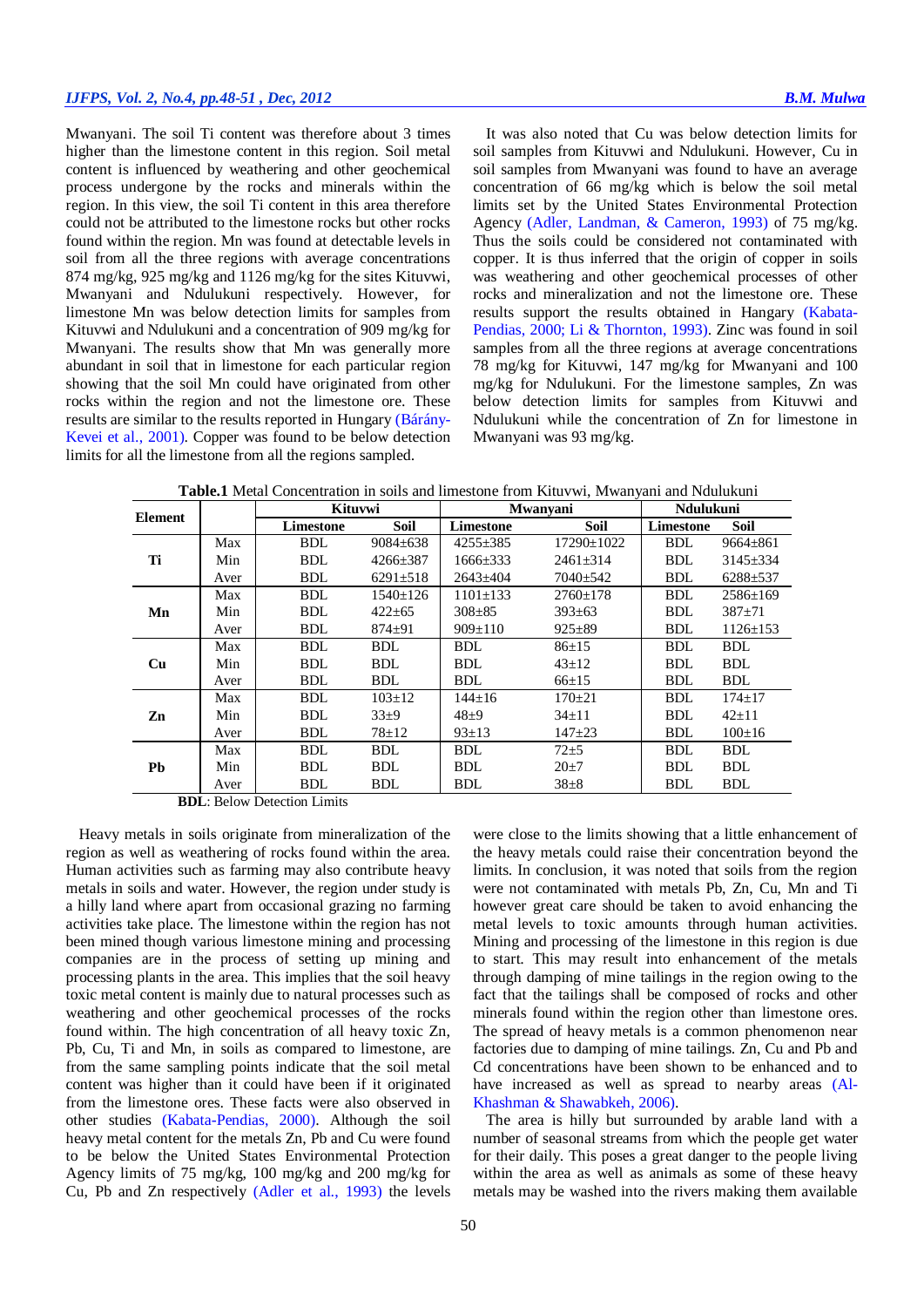Mwanyani. The soil Ti content was therefore about 3 times higher than the limestone content in this region. Soil metal content is influenced by weathering and other geochemical process undergone by the rocks and minerals within the region. In this view, the soil Ti content in this area therefore could not be attributed to the limestone rocks but other rocks found within the region. Mn was found at detectable levels in soil from all the three regions with average concentrations 874 mg/kg, 925 mg/kg and 1126 mg/kg for the sites Kituvwi, Mwanyani and Ndulukuni respectively. However, for limestone Mn was below detection limits for samples from Kituvwi and Ndulukuni and a concentration of 909 mg/kg for Mwanyani. The results show that Mn was generally more abundant in soil that in limestone for each particular region showing that the soil Mn could have originated from other rocks within the region and not the limestone ore. These results are similar to the results reported in Hungary (Bárány-Kevei et al., 2001). Copper was found to be below detection limits for all the limestone from all the regions sampled.

It was also noted that Cu was below detection limits for soil samples from Kituvwi and Ndulukuni. However, Cu in soil samples from Mwanyani was found to have an average concentration of 66 mg/kg which is below the soil metal limits set by the United States Environmental Protection Agency (Adler, Landman, & Cameron, 1993) of 75 mg/kg. Thus the soils could be considered not contaminated with copper. It is thus inferred that the origin of copper in soils was weathering and other geochemical processes of other rocks and mineralization and not the limestone ore. These results support the results obtained in Hangary (Kabata-Pendias, 2000; Li & Thornton, 1993). Zinc was found in soil samples from all the three regions at average concentrations 78 mg/kg for Kituvwi, 147 mg/kg for Mwanyani and 100 mg/kg for Ndulukuni. For the limestone samples, Zn was below detection limits for samples from Kituvwi and Ndulukuni while the concentration of Zn for limestone in Mwanyani was 93 mg/kg.

**Table.1** Metal Concentration in soils and limestone from Kituvwi, Mwanyani and Ndulukuni

| Element | | Kituvwi | | Mwanyani | | Ndulukuni | |
|---|---|---|---|---|---|---|---|
| | | Limestone | Soil | Limestone | Soil | Limestone | Soil |
| Ti | Max | BDL | 9084±638 | 4255±385 | 17290±1022 | BDL | 9664±861 |
| | Min | BDL | 4266±387 | 1666±333 | 2461±314 | BDL | 3145±334 |
| | Aver | BDL | 6291±518 | 2643±404 | 7040±542 | BDL | 6288±537 |
| Mn | Max | BDL | 1540±126 | 1101±133 | 2760±178 | BDL | 2586±169 |
| | Min | BDL | 422±65 | 308±85 | 393±63 | BDL | 387±71 |
| | Aver | BDL | 874±91 | 909±110 | 925±89 | BDL | 1126±153 |
| Cu | Max | BDL | BDL | BDL | 86±15 | BDL | BDL |
| | Min | BDL | BDL | BDL | 43±12 | BDL | BDL |
| | Aver | BDL | BDL | BDL | 66±15 | BDL | BDL |
| Zn | Max | BDL | 103±12 | 144±16 | 170±21 | BDL | 174±17 |
| | Min | BDL | 33±9 | 48±9 | 34±11 | BDL | 42±11 |
| | Aver | BDL | 78±12 | 93±13 | 147±23 | BDL | 100±16 |
| Pb | Max | BDL | BDL | BDL | 72±5 | BDL | BDL |
| | Min | BDL | BDL | BDL | 20±7 | BDL | BDL |
| | Aver | BDL | BDL | BDL | 38±8 | BDL | BDL |

**BDL**: Below Detection Limits

Heavy metals in soils originate from mineralization of the region as well as weathering of rocks found within the area. Human activities such as farming may also contribute heavy metals in soils and water. However, the region under study is a hilly land where apart from occasional grazing no farming activities take place. The limestone within the region has not been mined though various limestone mining and processing companies are in the process of setting up mining and processing plants in the area. This implies that the soil heavy toxic metal content is mainly due to natural processes such as weathering and other geochemical processes of the rocks found within. The high concentration of all heavy toxic Zn, Pb, Cu, Ti and Mn, in soils as compared to limestone, are from the same sampling points indicate that the soil metal content was higher than it could have been if it originated from the limestone ores. These facts were also observed in other studies (Kabata-Pendias, 2000). Although the soil heavy metal content for the metals Zn, Pb and Cu were found to be below the United States Environmental Protection Agency limits of 75 mg/kg, 100 mg/kg and 200 mg/kg for Cu, Pb and Zn respectively (Adler et al., 1993) the levels were close to the limits showing that a little enhancement of the heavy metals could raise their concentration beyond the limits. In conclusion, it was noted that soils from the region were not contaminated with metals Pb, Zn, Cu, Mn and Ti however great care should be taken to avoid enhancing the metal levels to toxic amounts through human activities. Mining and processing of the limestone in this region is due to start. This may result into enhancement of the metals through damping of mine tailings in the region owing to the fact that the tailings shall be composed of rocks and other minerals found within the region other than limestone ores. The spread of heavy metals is a common phenomenon near factories due to damping of mine tailings. Zn, Cu and Pb and Cd concentrations have been shown to be enhanced and to have increased as well as spread to nearby areas (Al-Khashman & Shawabkeh, 2006).

The area is hilly but surrounded by arable land with a number of seasonal streams from which the people get water for their daily. This poses a great danger to the people living within the area as well as animals as some of these heavy metals may be washed into the rivers making them available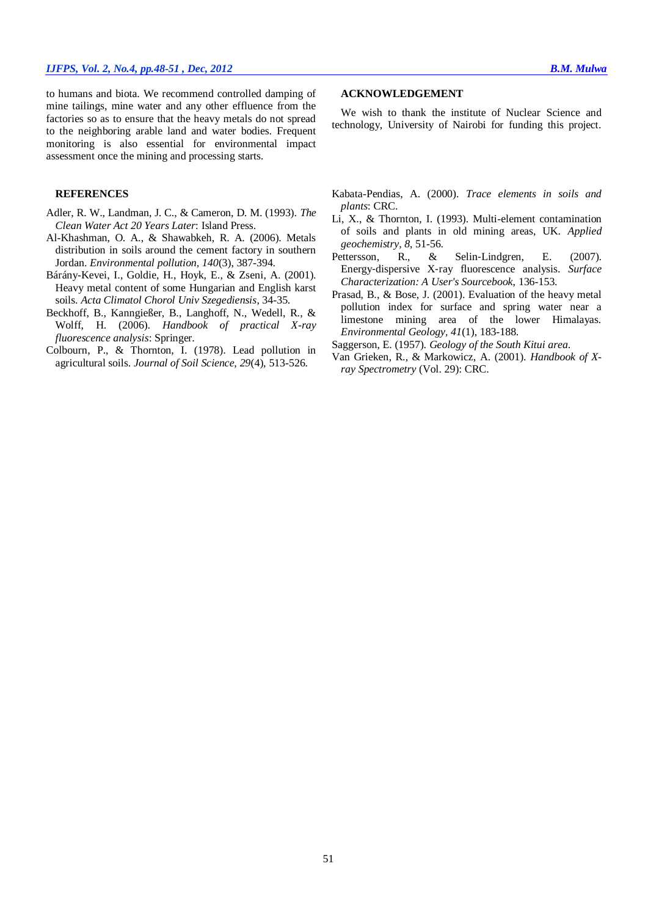to humans and biota. We recommend controlled damping of mine tailings, mine water and any other effluence from the factories so as to ensure that the heavy metals do not spread to the neighboring arable land and water bodies. Frequent monitoring is also essential for environmental impact assessment once the mining and processing starts.

## ACKNOWLEDGEMENT

We wish to thank the institute of Nuclear Science and technology, University of Nairobi for funding this project.

## REFERENCES

Adler, R. W., Landman, J. C., & Cameron, D. M. (1993). *The Clean Water Act 20 Years Later*: Island Press.

Al-Khashman, O. A., & Shawabkeh, R. A. (2006). Metals distribution in soils around the cement factory in southern Jordan. *Environmental pollution, 140*(3), 387-394.

Bárány-Kevei, I., Goldie, H., Hoyk, E., & Zseni, A. (2001). Heavy metal content of some Hungarian and English karst soils. *Acta Climatol Chorol Univ Szegediensis*, 34-35.

Beckhoff, B., Kanngießer, B., Langhoff, N., Wedell, R., & Wolff, H. (2006). *Handbook of practical X-ray fluorescence analysis*: Springer.

Colbourn, P., & Thornton, I. (1978). Lead pollution in agricultural soils. *Journal of Soil Science, 29*(4), 513-526.

Kabata-Pendias, A. (2000). *Trace elements in soils and plants*: CRC.

Li, X., & Thornton, I. (1993). Multi-element contamination of soils and plants in old mining areas, UK. *Applied geochemistry, 8*, 51-56.

Pettersson, R., & Selin-Lindgren, E. (2007). Energy-dispersive X-ray fluorescence analysis. *Surface Characterization: A User's Sourcebook*, 136-153.

Prasad, B., & Bose, J. (2001). Evaluation of the heavy metal pollution index for surface and spring water near a limestone mining area of the lower Himalayas. *Environmental Geology, 41*(1), 183-188.

Saggerson, E. (1957). *Geology of the South Kitui area*.

Van Grieken, R., & Markowicz, A. (2001). *Handbook of X-ray Spectrometry* (Vol. 29): CRC.